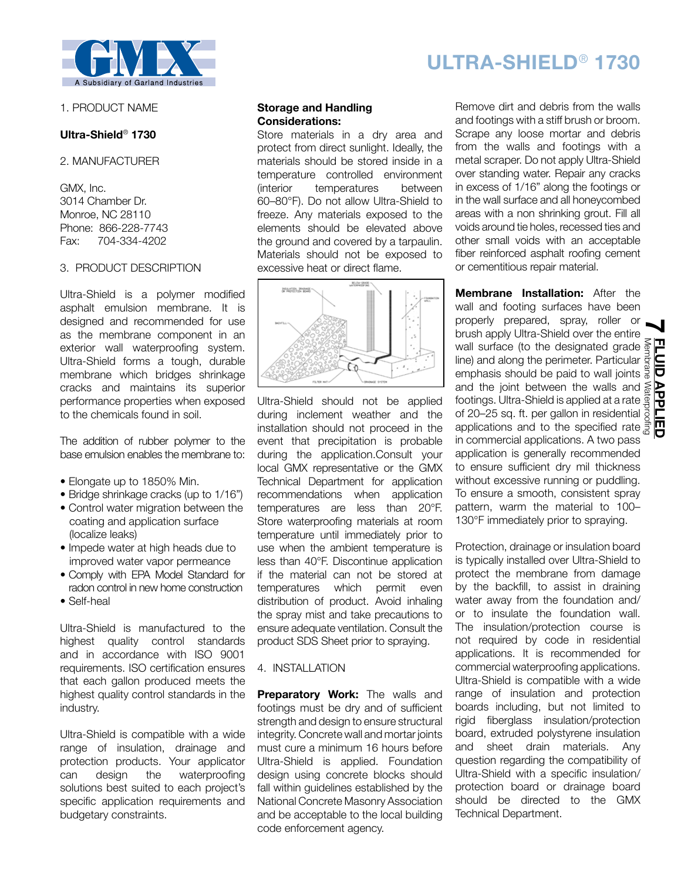# ULTRA-SHIELD® 1730

1. PRODUCT NAME

**Ultra-Shield® 1730**

2. MANUFACTURER

GMX, Inc.
3014 Chamber Dr.
Monroe, NC 28110
Phone: 866-228-7743
Fax: 704-334-4202

3. PRODUCT DESCRIPTION

Ultra-Shield is a polymer modified asphalt emulsion membrane. It is designed and recommended for use as the membrane component in an exterior wall waterproofing system. Ultra-Shield forms a tough, durable membrane which bridges shrinkage cracks and maintains its superior performance properties when exposed to the chemicals found in soil.

The addition of rubber polymer to the base emulsion enables the membrane to:

- Elongate up to 1850% Min.
- Bridge shrinkage cracks (up to 1/16")
- Control water migration between the coating and application surface (localize leaks)
- Impede water at high heads due to improved water vapor permeance
- Comply with EPA Model Standard for radon control in new home construction
- Self-heal

Ultra-Shield is manufactured to the highest quality control standards and in accordance with ISO 9001 requirements. ISO certification ensures that each gallon produced meets the highest quality control standards in the industry.

Ultra-Shield is compatible with a wide range of insulation, drainage and protection products. Your applicator can design the waterproofing solutions best suited to each project's specific application requirements and budgetary constraints.

**Storage and Handling Considerations:**
Store materials in a dry area and protect from direct sunlight. Ideally, the materials should be stored inside in a temperature controlled environment (interior temperatures between 60–80°F). Do not allow Ultra-Shield to freeze. Any materials exposed to the elements should be elevated above the ground and covered by a tarpaulin. Materials should not be exposed to excessive heat or direct flame.

Ultra-Shield should not be applied during inclement weather and the installation should not proceed in the event that precipitation is probable during the application.Consult your local GMX representative or the GMX Technical Department for application recommendations when application temperatures are less than 20°F. Store waterproofing materials at room temperature until immediately prior to use when the ambient temperature is less than 40°F. Discontinue application if the material can not be stored at temperatures which permit even distribution of product. Avoid inhaling the spray mist and take precautions to ensure adequate ventilation. Consult the product SDS Sheet prior to spraying.

4. INSTALLATION

**Preparatory Work:** The walls and footings must be dry and of sufficient strength and design to ensure structural integrity. Concrete wall and mortar joints must cure a minimum 16 hours before Ultra-Shield is applied. Foundation design using concrete blocks should fall within guidelines established by the National Concrete Masonry Association and be acceptable to the local building code enforcement agency.

Remove dirt and debris from the walls and footings with a stiff brush or broom. Scrape any loose mortar and debris from the walls and footings with a metal scraper. Do not apply Ultra-Shield over standing water. Repair any cracks in excess of 1/16" along the footings or in the wall surface and all honeycombed areas with a non shrinking grout. Fill all voids around tie holes, recessed ties and other small voids with an acceptable fiber reinforced asphalt roofing cement or cementitious repair material.

**Membrane Installation:** After the wall and footing surfaces have been properly prepared, spray, roller or brush apply Ultra-Shield over the entire wall surface (to the designated grade line) and along the perimeter. Particular emphasis should be paid to wall joints and the joint between the walls and footings. Ultra-Shield is applied at a rate of 20–25 sq. ft. per gallon in residential applications and to the specified rate in commercial applications. A two pass application is generally recommended to ensure sufficient dry mil thickness without excessive running or puddling. To ensure a smooth, consistent spray pattern, warm the material to 100–130°F immediately prior to spraying.

Protection, drainage or insulation board is typically installed over Ultra-Shield to protect the membrane from damage by the backfill, to assist in draining water away from the foundation and/or to insulate the foundation wall. The insulation/protection course is not required by code in residential applications. It is recommended for commercial waterproofing applications. Ultra-Shield is compatible with a wide range of insulation and protection boards including, but not limited to rigid fiberglass insulation/protection board, extruded polystyrene insulation and sheet drain materials. Any question regarding the compatibility of Ultra-Shield with a specific insulation/protection board or drainage board should be directed to the GMX Technical Department.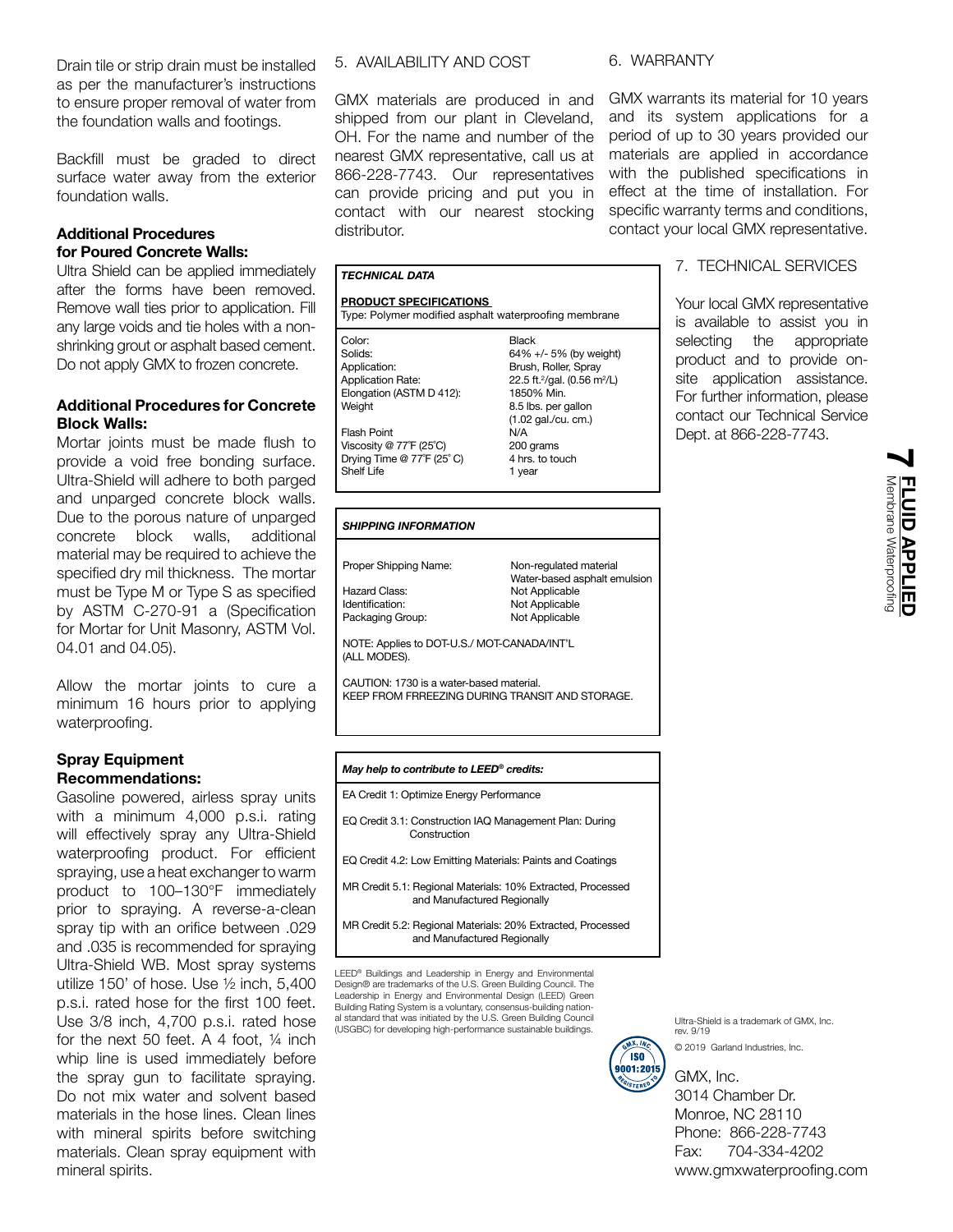Drain tile or strip drain must be installed as per the manufacturer's instructions to ensure proper removal of water from the foundation walls and footings.

Backfill must be graded to direct surface water away from the exterior foundation walls.

**Additional Procedures for Poured Concrete Walls:**

Ultra Shield can be applied immediately after the forms have been removed. Remove wall ties prior to application. Fill any large voids and tie holes with a non-shrinking grout or asphalt based cement. Do not apply GMX to frozen concrete.

**Additional Procedures for Concrete Block Walls:**

Mortar joints must be made flush to provide a void free bonding surface. Ultra-Shield will adhere to both parged and unparged concrete block walls. Due to the porous nature of unparged concrete block walls, additional material may be required to achieve the specified dry mil thickness. The mortar must be Type M or Type S as specified by ASTM C-270-91 a (Specification for Mortar for Unit Masonry, ASTM Vol. 04.01 and 04.05).

Allow the mortar joints to cure a minimum 16 hours prior to applying waterproofing.

**Spray Equipment Recommendations:**

Gasoline powered, airless spray units with a minimum 4,000 p.s.i. rating will effectively spray any Ultra-Shield waterproofing product. For efficient spraying, use a heat exchanger to warm product to 100–130°F immediately prior to spraying. A reverse-a-clean spray tip with an orifice between .029 and .035 is recommended for spraying Ultra-Shield WB. Most spray systems utilize 150' of hose. Use ½ inch, 5,400 p.s.i. rated hose for the first 100 feet. Use 3/8 inch, 4,700 p.s.i. rated hose for the next 50 feet. A 4 foot, ¼ inch whip line is used immediately before the spray gun to facilitate spraying. Do not mix water and solvent based materials in the hose lines. Clean lines with mineral spirits before switching materials. Clean spray equipment with mineral spirits.

## 5. AVAILABILITY AND COST

GMX materials are produced in and shipped from our plant in Cleveland, OH. For the name and number of the nearest GMX representative, call us at 866-228-7743. Our representatives can provide pricing and put you in contact with our nearest stocking distributor.

***TECHNICAL DATA***

**PRODUCT SPECIFICATIONS**

Type: Polymer modified asphalt waterproofing membrane

| | |
|---|---|
| Color: | Black |
| Solids: | 64% +/- 5% (by weight) |
| Application: | Brush, Roller, Spray |
| Application Rate: | 22.5 ft.²/gal. (0.56 m²/L) |
| Elongation (ASTM D 412): | 1850% Min. |
| Weight | 8.5 lbs. per gallon (1.02 gal./cu. cm.) |
| Flash Point | N/A |
| Viscosity @ 77°F (25°C) | 200 grams |
| Drying Time @ 77°F (25° C) | 4 hrs. to touch |
| Shelf Life | 1 year |

***SHIPPING INFORMATION***

| | |
|---|---|
| Proper Shipping Name: | Non-regulated material Water-based asphalt emulsion |
| Hazard Class: | Not Applicable |
| Identification: | Not Applicable |
| Packaging Group: | Not Applicable |

NOTE: Applies to DOT-U.S./ MOT-CANADA/INT'L (ALL MODES).

CAUTION: 1730 is a water-based material.
KEEP FROM FRREEZING DURING TRANSIT AND STORAGE.

***May help to contribute to LEED® credits:***

EA Credit 1: Optimize Energy Performance

EQ Credit 3.1: Construction IAQ Management Plan: During Construction

EQ Credit 4.2: Low Emitting Materials: Paints and Coatings

MR Credit 5.1: Regional Materials: 10% Extracted, Processed and Manufactured Regionally

MR Credit 5.2: Regional Materials: 20% Extracted, Processed and Manufactured Regionally

LEED® Buildings and Leadership in Energy and Environmental Design® are trademarks of the U.S. Green Building Council. The Leadership in Energy and Environmental Design (LEED) Green Building Rating System is a voluntary, consensus-building national standard that was initiated by the U.S. Green Building Council (USGBC) for developing high-performance sustainable buildings.

## 6. WARRANTY

GMX warrants its material for 10 years and its system applications for a period of up to 30 years provided our materials are applied in accordance with the published specifications in effect at the time of installation. For specific warranty terms and conditions, contact your local GMX representative.

## 7. TECHNICAL SERVICES

Your local GMX representative is available to assist you in selecting the appropriate product and to provide on-site application assistance. For further information, please contact our Technical Service Dept. at 866-228-7743.

**7 FLUID APPLIED**
Membrane Waterproofing

Ultra-Shield is a trademark of GMX, Inc.
rev. 9/19

© 2019 Garland Industries, Inc.

GMX, INC. ISO 9001:2015 REGISTERED

GMX, Inc.
3014 Chamber Dr.
Monroe, NC 28110
Phone: 866-228-7743
Fax: 704-334-4202
www.gmxwaterproofing.com